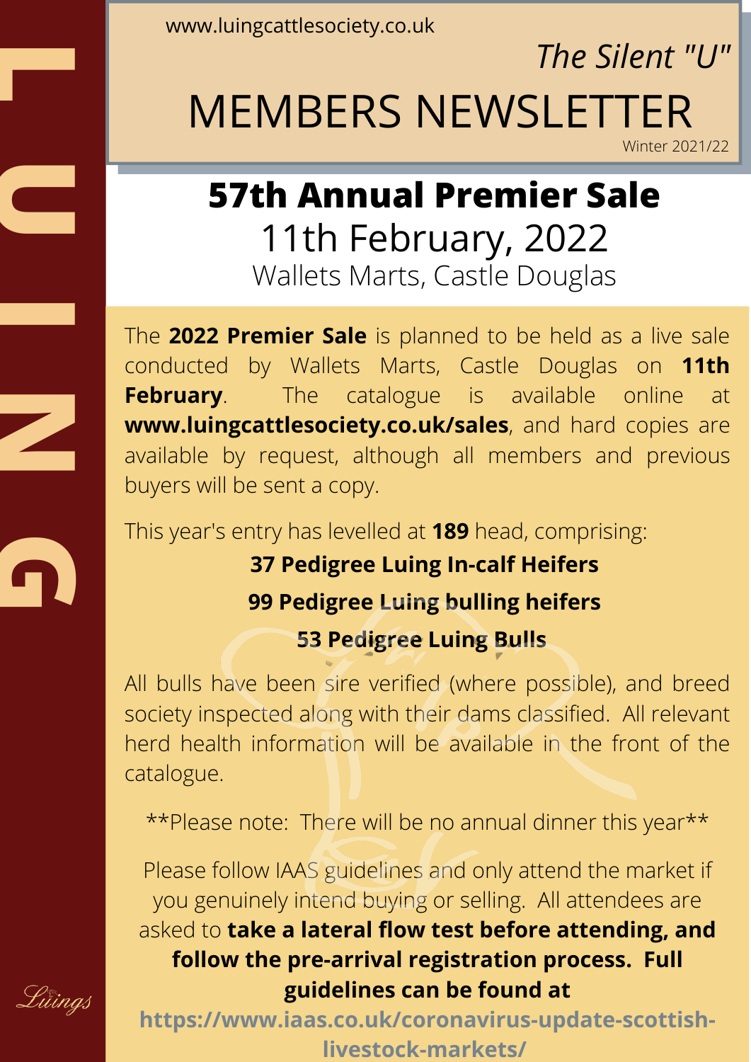www.luingcattlesociety.co.uk

*The Silent "U"*

# MEMBERS NEWSLETTER

Winter 2021/22

## 57th Annual Premier Sale

11th February, 2022

Wallets Marts, Castle Douglas

The **2022 Premier Sale** is planned to be held as a live sale conducted by Wallets Marts, Castle Douglas on **11th February**. The catalogue is available online at **www.luingcattlesociety.co.uk/sales**, and hard copies are available by request, although all members and previous buyers will be sent a copy.

This year's entry has levelled at **189** head, comprising:

**37 Pedigree Luing In-calf Heifers**

**99 Pedigree Luing bulling heifers**

**53 Pedigree Luing Bulls**

All bulls have been sire verified (where possible), and breed society inspected along with their dams classified. All relevant herd health information will be available in the front of the catalogue.

**Please note: There will be no annual dinner this year**

Please follow IAAS guidelines and only attend the market if you genuinely intend buying or selling. All attendees are asked to **take a lateral flow test before attending, and follow the pre-arrival registration process. Full guidelines can be found at https://www.iaas.co.uk/coronavirus-update-scottish-livestock-markets/**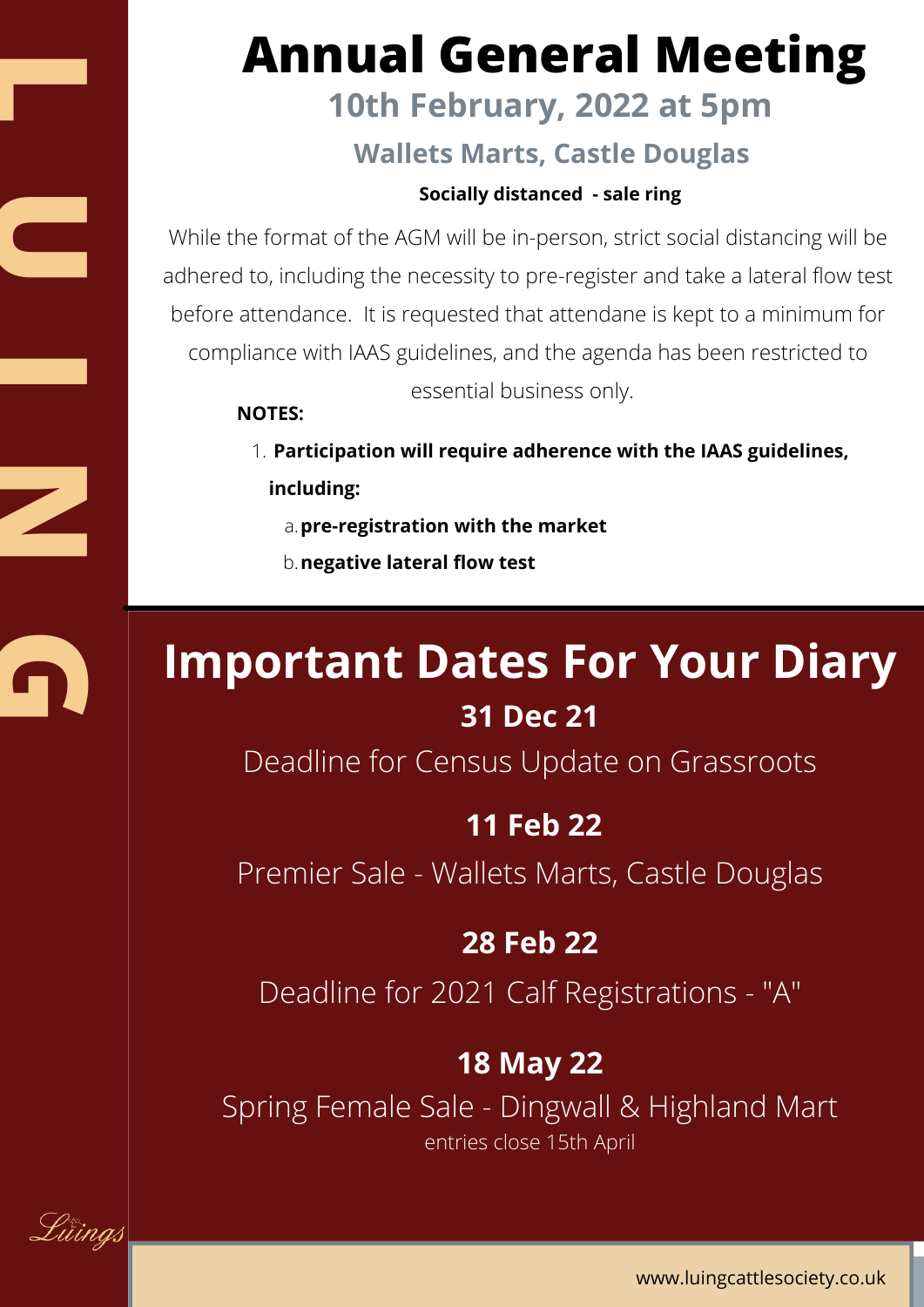# Annual General Meeting

## 10th February, 2022 at 5pm

### Wallets Marts, Castle Douglas

**Socially distanced - sale ring**

While the format of the AGM will be in-person, strict social distancing will be adhered to, including the necessity to pre-register and take a lateral flow test before attendance. It is requested that attendane is kept to a minimum for compliance with IAAS guidelines, and the agenda has been restricted to essential business only.

**NOTES:**

1. **Participation will require adherence with the IAAS guidelines, including:**
   a. **pre-registration with the market**
   b. **negative lateral flow test**

# Important Dates For Your Diary

**31 Dec 21**

Deadline for Census Update on Grassroots

**11 Feb 22**

Premier Sale - Wallets Marts, Castle Douglas

**28 Feb 22**

Deadline for 2021 Calf Registrations - "A"

**18 May 22**

Spring Female Sale - Dingwall & Highland Mart

entries close 15th April

www.luingcattlesociety.co.uk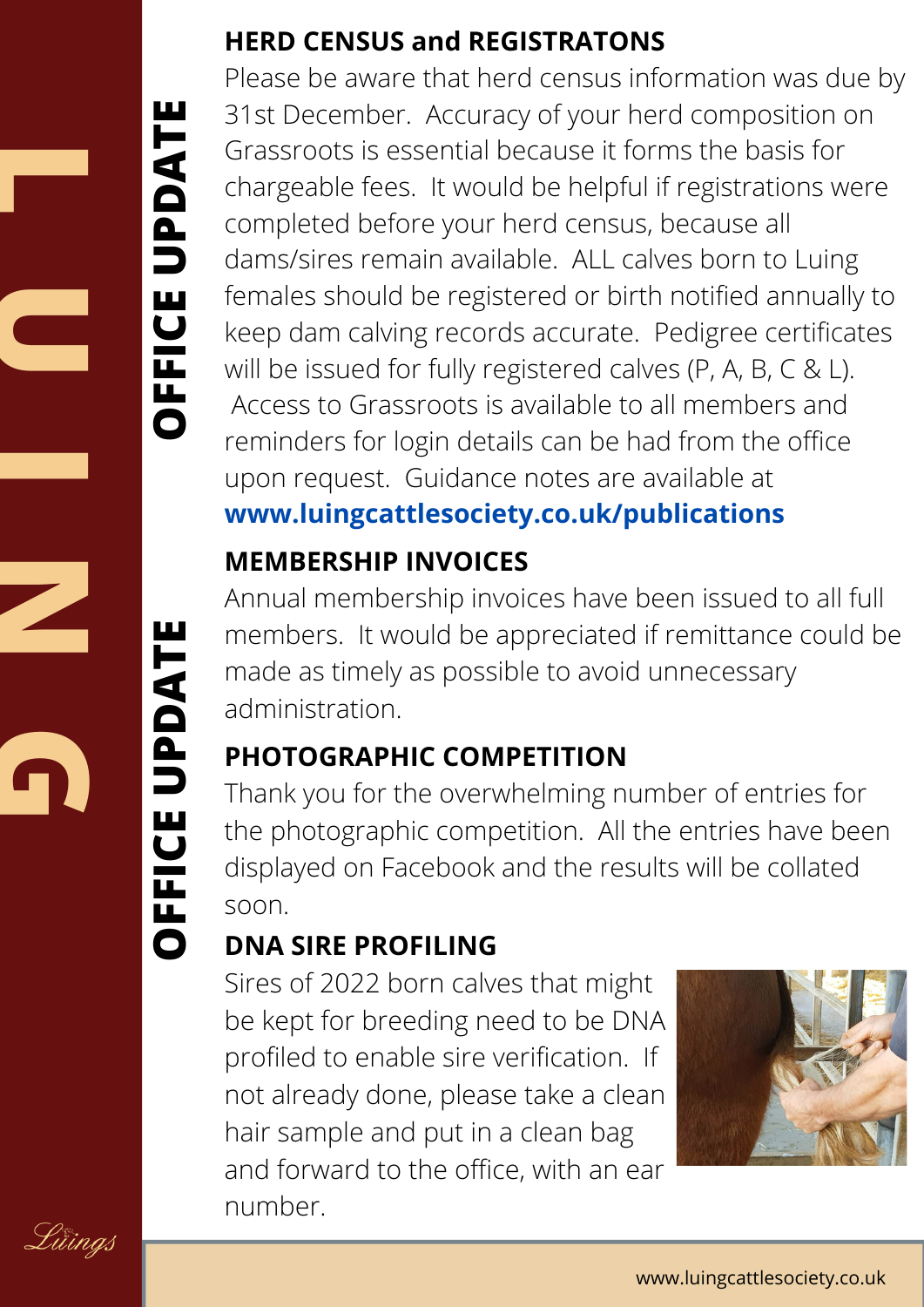## HERD CENSUS and REGISTRATONS

Please be aware that herd census information was due by 31st December. Accuracy of your herd composition on Grassroots is essential because it forms the basis for chargeable fees. It would be helpful if registrations were completed before your herd census, because all dams/sires remain available. ALL calves born to Luing females should be registered or birth notified annually to keep dam calving records accurate. Pedigree certificates will be issued for fully registered calves (P, A, B, C & L). Access to Grassroots is available to all members and reminders for login details can be had from the office upon request. Guidance notes are available at **www.luingcattlesociety.co.uk/publications**

## MEMBERSHIP INVOICES

Annual membership invoices have been issued to all full members. It would be appreciated if remittance could be made as timely as possible to avoid unnecessary administration.

## PHOTOGRAPHIC COMPETITION

Thank you for the overwhelming number of entries for the photographic competition. All the entries have been displayed on Facebook and the results will be collated soon.

## DNA SIRE PROFILING

Sires of 2022 born calves that might be kept for breeding need to be DNA profiled to enable sire verification. If not already done, please take a clean hair sample and put in a clean bag and forward to the office, with an ear number.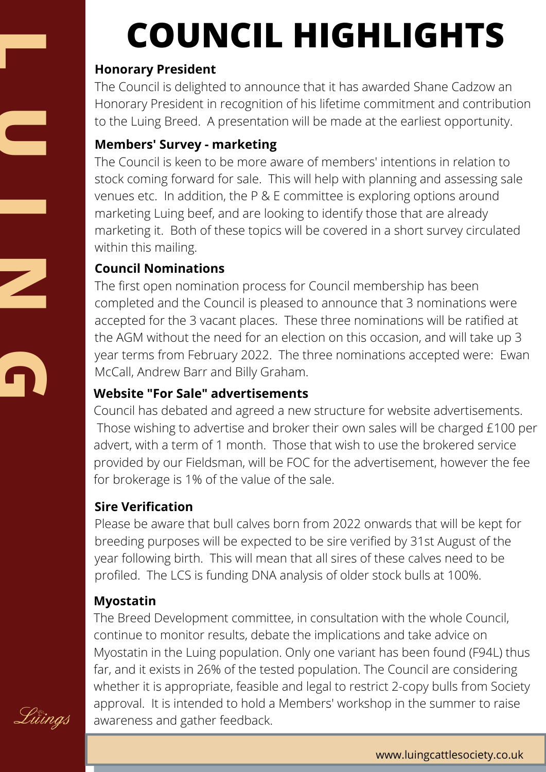# COUNCIL HIGHLIGHTS

### Honorary President

The Council is delighted to announce that it has awarded Shane Cadzow an Honorary President in recognition of his lifetime commitment and contribution to the Luing Breed. A presentation will be made at the earliest opportunity.

### Members' Survey - marketing

The Council is keen to be more aware of members' intentions in relation to stock coming forward for sale. This will help with planning and assessing sale venues etc. In addition, the P & E committee is exploring options around marketing Luing beef, and are looking to identify those that are already marketing it. Both of these topics will be covered in a short survey circulated within this mailing.

### Council Nominations

The first open nomination process for Council membership has been completed and the Council is pleased to announce that 3 nominations were accepted for the 3 vacant places. These three nominations will be ratified at the AGM without the need for an election on this occasion, and will take up 3 year terms from February 2022. The three nominations accepted were: Ewan McCall, Andrew Barr and Billy Graham.

### Website "For Sale" advertisements

Council has debated and agreed a new structure for website advertisements. Those wishing to advertise and broker their own sales will be charged £100 per advert, with a term of 1 month. Those that wish to use the brokered service provided by our Fieldsman, will be FOC for the advertisement, however the fee for brokerage is 1% of the value of the sale.

### Sire Verification

Please be aware that bull calves born from 2022 onwards that will be kept for breeding purposes will be expected to be sire verified by 31st August of the year following birth. This will mean that all sires of these calves need to be profiled. The LCS is funding DNA analysis of older stock bulls at 100%.

### Myostatin

The Breed Development committee, in consultation with the whole Council, continue to monitor results, debate the implications and take advice on Myostatin in the Luing population. Only one variant has been found (F94L) thus far, and it exists in 26% of the tested population. The Council are considering whether it is appropriate, feasible and legal to restrict 2-copy bulls from Society approval. It is intended to hold a Members' workshop in the summer to raise awareness and gather feedback.

www.luingcattlesociety.co.uk